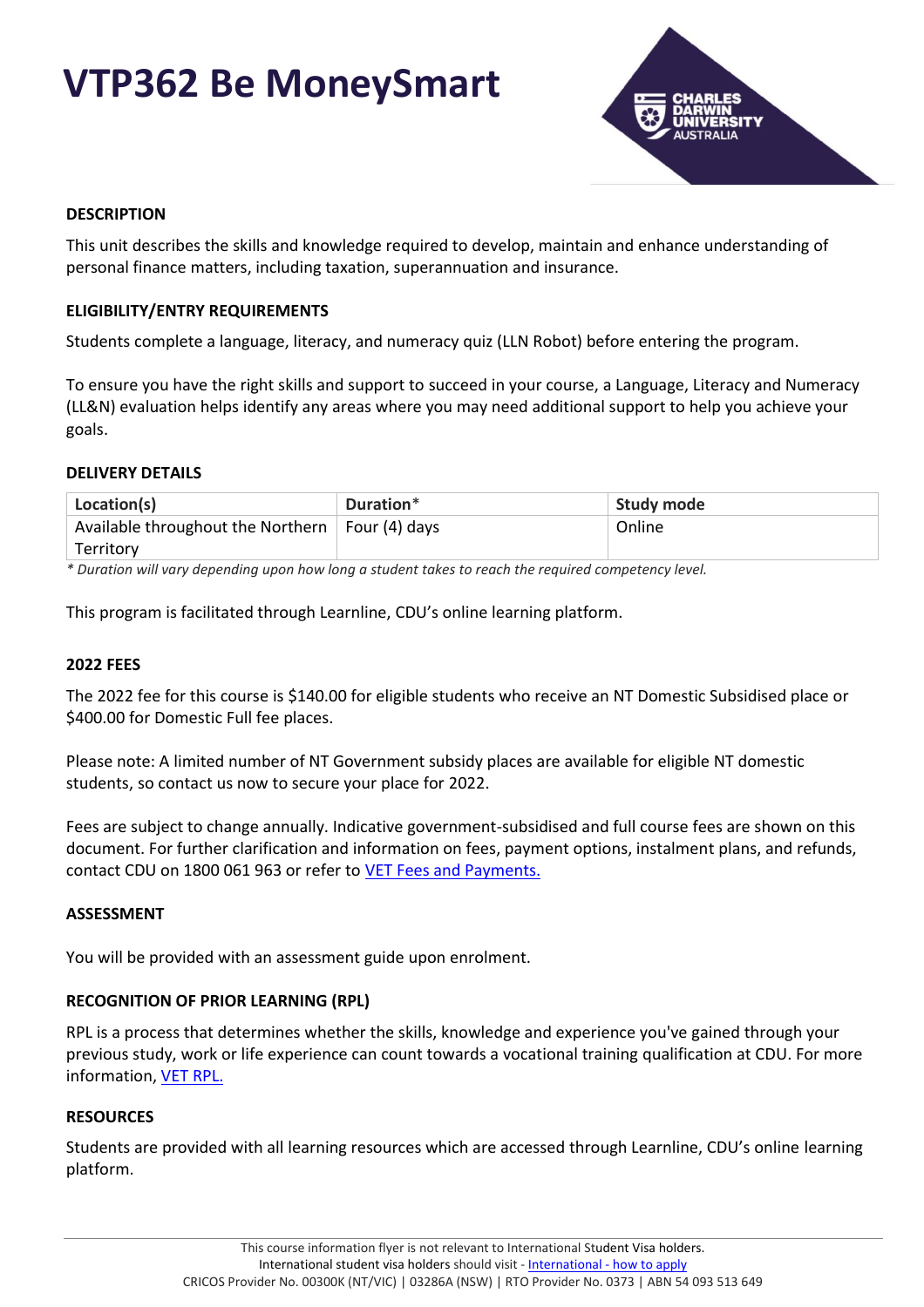# VTP362 Be MoneySmart

### DESCRIPTION

This unit describes the skills and knowledge required to develop, maintain and enhance understanding of personal finance matters, including taxation, superannuation and insurance.

### ELIGIBILITY/ENTRY REQUIREMENTS

Students complete a language, literacy, and numeracy quiz (LLN Robot) before entering the program.

To ensure you have the right skills and support to succeed in your course, a Language, Literacy and Numeracy (LL&N) evaluation helps identify any areas where you may need additional support to help you achieve your goals.

### DELIVERY DETAILS

| Location(s) | Duration* | Study mode |
|---|---|---|
| Available throughout the Northern Territory | Four (4) days | Online |

*\* Duration will vary depending upon how long a student takes to reach the required competency level.*

This program is facilitated through Learnline, CDU's online learning platform.

### 2022 FEES

The 2022 fee for this course is $140.00 for eligible students who receive an NT Domestic Subsidised place or $400.00 for Domestic Full fee places.

Please note: A limited number of NT Government subsidy places are available for eligible NT domestic students, so contact us now to secure your place for 2022.

Fees are subject to change annually. Indicative government-subsidised and full course fees are shown on this document. For further clarification and information on fees, payment options, instalment plans, and refunds, contact CDU on 1800 061 963 or refer to VET Fees and Payments.

### ASSESSMENT

You will be provided with an assessment guide upon enrolment.

### RECOGNITION OF PRIOR LEARNING (RPL)

RPL is a process that determines whether the skills, knowledge and experience you've gained through your previous study, work or life experience can count towards a vocational training qualification at CDU. For more information, VET RPL.

### RESOURCES

Students are provided with all learning resources which are accessed through Learnline, CDU's online learning platform.

This course information flyer is not relevant to International Student Visa holders.
International student visa holders should visit - International - how to apply
CRICOS Provider No. 00300K (NT/VIC) | 03286A (NSW) | RTO Provider No. 0373 | ABN 54 093 513 649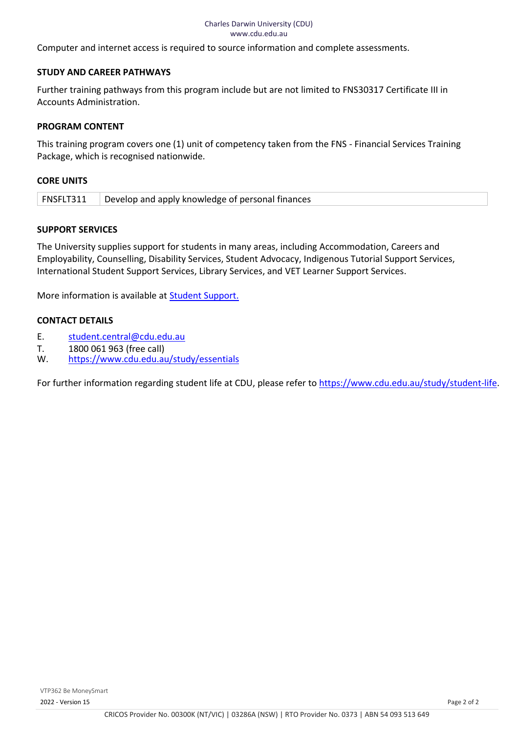Computer and internet access is required to source information and complete assessments.

## STUDY AND CAREER PATHWAYS

Further training pathways from this program include but are not limited to FNS30317 Certificate III in Accounts Administration.

## PROGRAM CONTENT

This training program covers one (1) unit of competency taken from the FNS - Financial Services Training Package, which is recognised nationwide.

## CORE UNITS

| | |
|---|---|
| FNSFLT311 | Develop and apply knowledge of personal finances |

## SUPPORT SERVICES

The University supplies support for students in many areas, including Accommodation, Careers and Employability, Counselling, Disability Services, Student Advocacy, Indigenous Tutorial Support Services, International Student Support Services, Library Services, and VET Learner Support Services.

More information is available at Student Support.

## CONTACT DETAILS

E. student.central@cdu.edu.au
T. 1800 061 963 (free call)
W. https://www.cdu.edu.au/study/essentials

For further information regarding student life at CDU, please refer to https://www.cdu.edu.au/study/student-life.